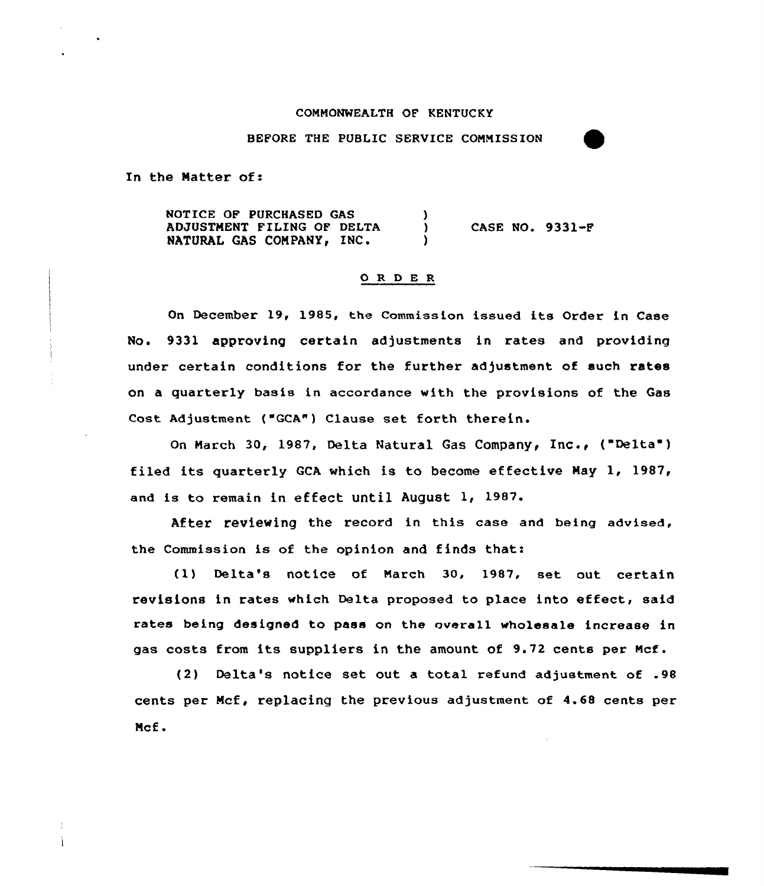COMMONWEALTH OF KENTUCKY

BEFORE THE PUBLIC SERVICE COMMISSION

In the Matter of:

| | | |
|---|---|---|
| NOTICE OF PURCHASED GAS ADJUSTMENT FILING OF DELTA NATURAL GAS COMPANY, INC. | ) ) ) | CASE NO. 9331-F |

## O R D E R

On December 19, 1985, the Commission issued its Order in Case No. 9331 approving certain adjustments in rates and providing under certain conditions for the further adjustment of such rates on a quarterly basis in accordance with the provisions of the Gas Cost Adjustment ("GCA") Clause set forth therein.

On March 30, 1987, Delta Natural Gas Company, Inc., ("Delta") filed its quarterly GCA which is to become effective May 1, 1987, and is to remain in effect until August 1, 1987.

After reviewing the record in this case and being advised, the Commission is of the opinion and finds that:

(1) Delta's notice of March 30, 1987, set out certain revisions in rates which Delta proposed to place into effect, said rates being designed to pass on the overall wholesale increase in gas costs from its suppliers in the amount of 9.72 cents per Mcf.

(2) Delta's notice set out a total refund adjustment of .98 cents per Mcf, replacing the previous adjustment of 4.68 cents per Mcf.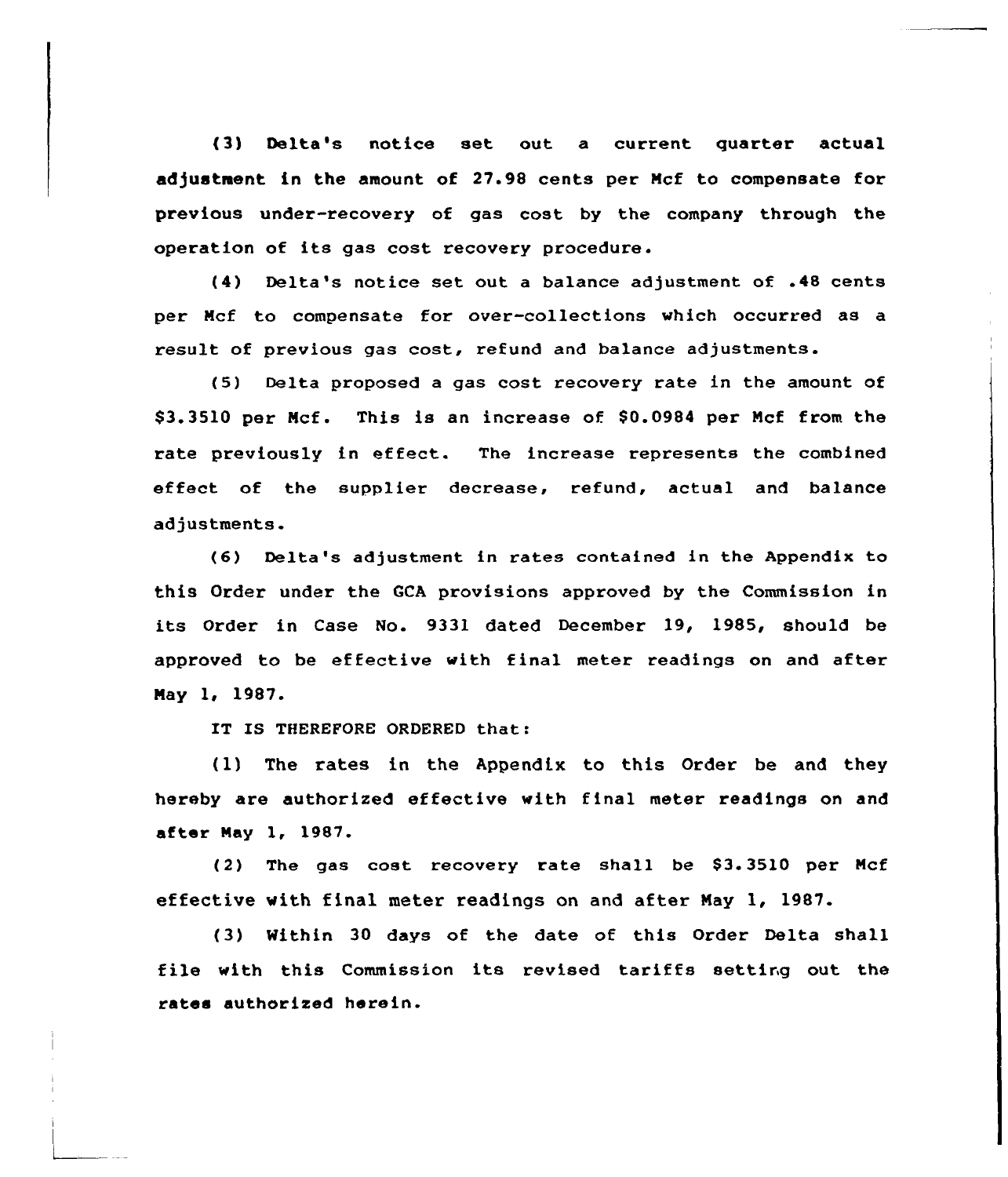(3) Delta's notice set out a current quarter actual adjustment in the amount of 27.98 cents per Mcf to compensate for previous under-recovery of gas cost by the company through the operation of its gas cost recovery procedure.

(4) Delta's notice set out a balance adjustment of .48 cents per Mcf to compensate for over-collections which occurred as a result of previous gas cost, refund and balance adjustments.

(5) Delta proposed a gas cost recovery rate in the amount of $3.3510 per Mcf. This is an increase of $0.0984 per Mcf from the rate previously in effect. The increase represents the combined effect of the supplier decrease, refund, actual and balance adjustments.

(6) Delta's adjustment in rates contained in the Appendix to this Order under the GCA provisions approved by the Commission in its Order in Case No. 9331 dated December 19, 1985, should be approved to be effective with final meter readings on and after May 1, 1987.

IT IS THEREFORE ORDERED that:

(1) The rates in the Appendix to this Order be and they hereby are authorized effective with final meter readings on and after May 1, 1987.

(2) The gas cost recovery rate shall be $3.3510 per Mcf effective with final meter readings on and after May 1, 1987.

(3) Within 30 days of the date of this Order Delta shall file with this Commission its revised tariffs setting out the rates authorized herein.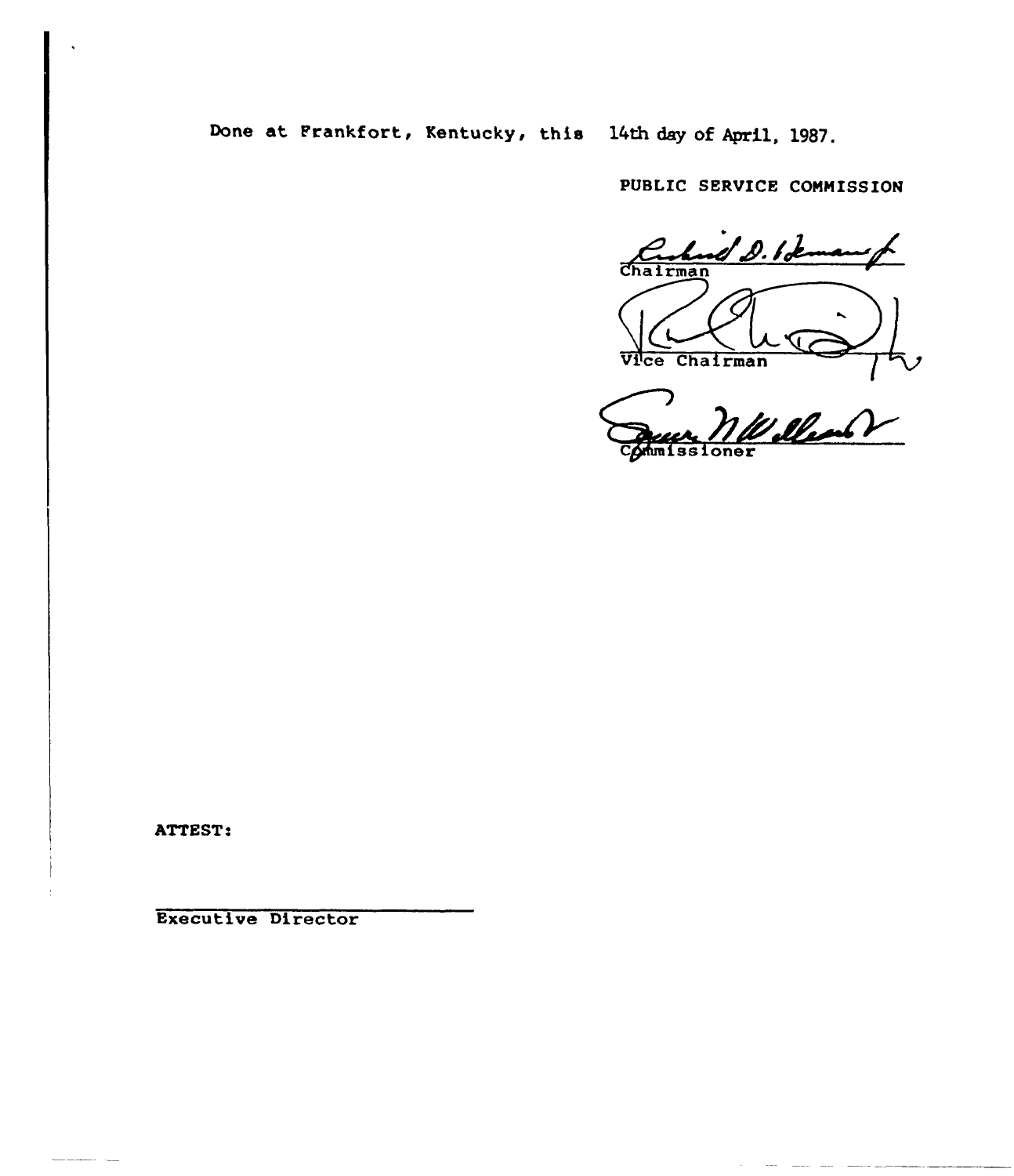Done at Frankfort, Kentucky, this 14th day of April, 1987.

PUBLIC SERVICE COMMISSION

Chairman

Vice Chairman

Commissioner

ATTEST:

Executive Director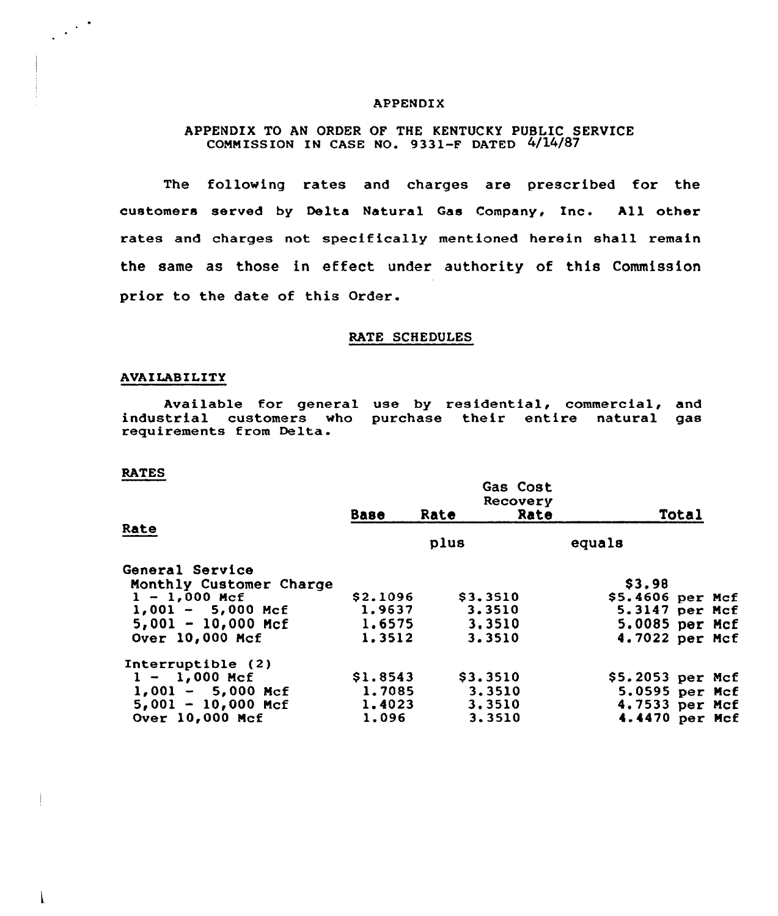# APPENDIX

## APPENDIX TO AN ORDER OF THE KENTUCKY PUBLIC SERVICE COMMISSION IN CASE NO. 9331-F DATED 4/14/87

The following rates and charges are prescribed for the customers served by Delta Natural Gas Company, Inc. All other rates and charges not specifically mentioned herein shall remain the same as those in effect under authority of this Commission prior to the date of this Order.

### RATE SCHEDULES

#### AVAILABILITY

Available for general use by residential, commercial, and industrial customers who purchase their entire natural gas requirements from Delta.

#### RATES

| Rate | Base Rate | Gas Cost Recovery Rate | Total |
|---|---|---|---|
| | plus | | equals |
| General Service | | | |
| Monthly Customer Charge | | | $3.98 |
| 1 - 1,000 Mcf | $2.1096 | $3.3510 | $5.4606 per Mcf |
| 1,001 - 5,000 Mcf | 1.9637 | 3.3510 | 5.3147 per Mcf |
| 5,001 - 10,000 Mcf | 1.6575 | 3.3510 | 5.0085 per Mcf |
| Over 10,000 Mcf | 1.3512 | 3.3510 | 4.7022 per Mcf |
| Interruptible (2) | | | |
| 1 - 1,000 Mcf | $1.8543 | $3.3510 | $5.2053 per Mcf |
| 1,001 - 5,000 Mcf | 1.7085 | 3.3510 | 5.0595 per Mcf |
| 5,001 - 10,000 Mcf | 1.4023 | 3.3510 | 4.7533 per Mcf |
| Over 10,000 Mcf | 1.096 | 3.3510 | 4.4470 per Mcf |